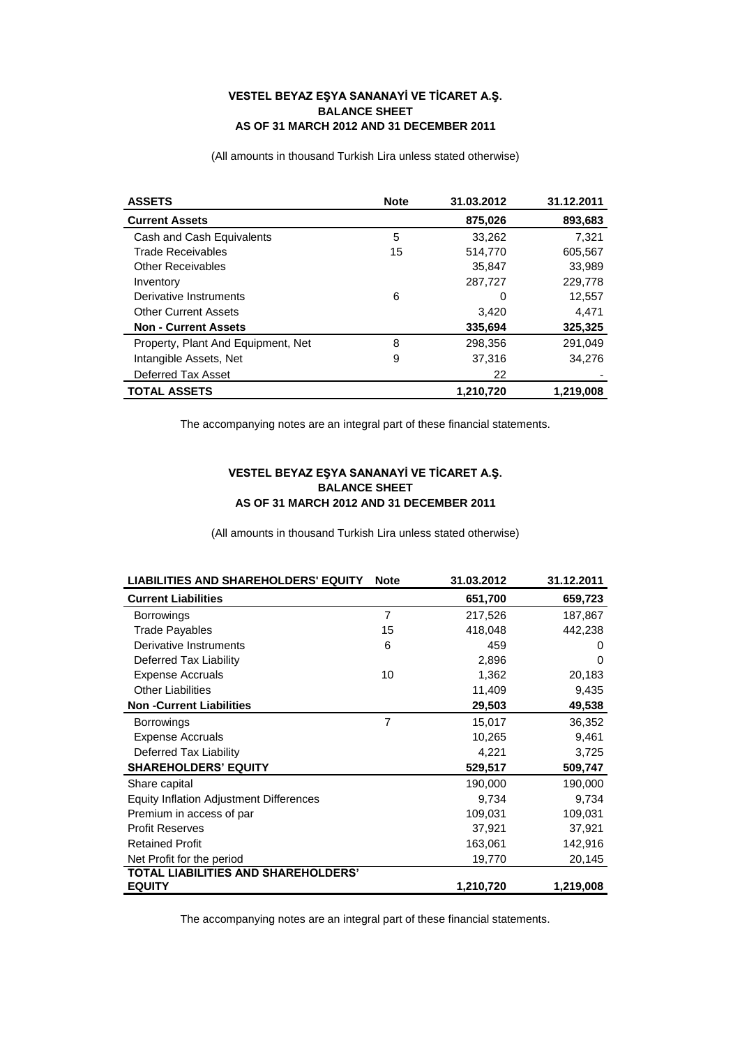**VESTEL BEYAZ EŞYA SANANAYİ VE TİCARET A.Ş.**
**BALANCE SHEET**
**AS OF 31 MARCH 2012 AND 31 DECEMBER 2011**

(All amounts in thousand Turkish Lira unless stated otherwise)

| ASSETS | Note | 31.03.2012 | 31.12.2011 |
|---|---|---|---|
| **Current Assets** | | **875,026** | **893,683** |
| Cash and Cash Equivalents | 5 | 33,262 | 7,321 |
| Trade Receivables | 15 | 514,770 | 605,567 |
| Other Receivables | | 35,847 | 33,989 |
| Inventory | | 287,727 | 229,778 |
| Derivative Instruments | 6 | 0 | 12,557 |
| Other Current Assets | | 3,420 | 4,471 |
| **Non - Current Assets** | | **335,694** | **325,325** |
| Property, Plant And Equipment, Net | 8 | 298,356 | 291,049 |
| Intangible Assets, Net | 9 | 37,316 | 34,276 |
| Deferred Tax Asset | | 22 | - |
| **TOTAL ASSETS** | | **1,210,720** | **1,219,008** |

The accompanying notes are an integral part of these financial statements.

**VESTEL BEYAZ EŞYA SANANAYİ VE TİCARET A.Ş.**
**BALANCE SHEET**
**AS OF 31 MARCH 2012 AND 31 DECEMBER 2011**

(All amounts in thousand Turkish Lira unless stated otherwise)

| LIABILITIES AND SHAREHOLDERS' EQUITY | Note | 31.03.2012 | 31.12.2011 |
|---|---|---|---|
| **Current Liabilities** | | **651,700** | **659,723** |
| Borrowings | 7 | 217,526 | 187,867 |
| Trade Payables | 15 | 418,048 | 442,238 |
| Derivative Instruments | 6 | 459 | 0 |
| Deferred Tax Liability | | 2,896 | 0 |
| Expense Accruals | 10 | 1,362 | 20,183 |
| Other Liabilities | | 11,409 | 9,435 |
| **Non -Current Liabilities** | | **29,503** | **49,538** |
| Borrowings | 7 | 15,017 | 36,352 |
| Expense Accruals | | 10,265 | 9,461 |
| Deferred Tax Liability | | 4,221 | 3,725 |
| **SHAREHOLDERS' EQUITY** | | **529,517** | **509,747** |
| Share capital | | 190,000 | 190,000 |
| Equity Inflation Adjustment Differences | | 9,734 | 9,734 |
| Premium in access of par | | 109,031 | 109,031 |
| Profit Reserves | | 37,921 | 37,921 |
| Retained Profit | | 163,061 | 142,916 |
| Net Profit for the period | | 19,770 | 20,145 |
| **TOTAL LIABILITIES AND SHAREHOLDERS' EQUITY** | | **1,210,720** | **1,219,008** |

The accompanying notes are an integral part of these financial statements.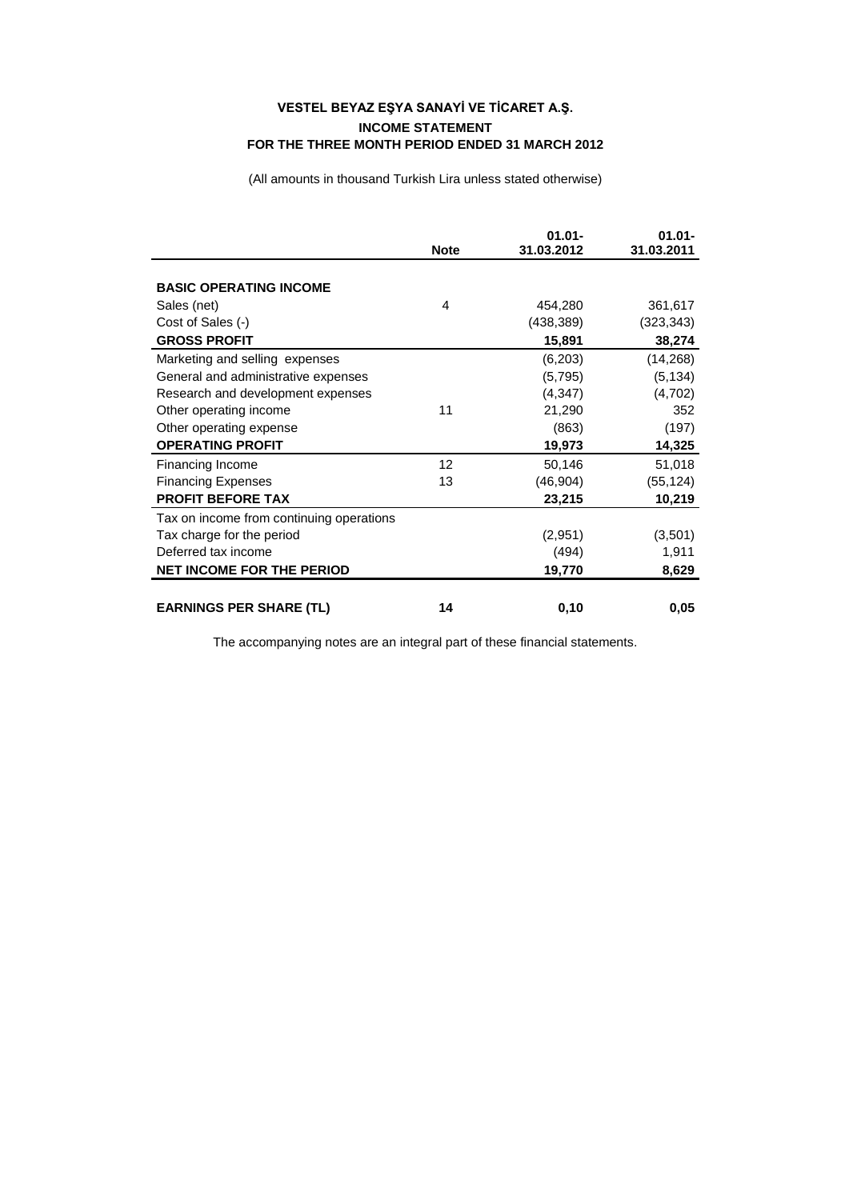# VESTEL BEYAZ EŞYA SANAYİ VE TİCARET A.Ş.

## INCOME STATEMENT

### FOR THE THREE MONTH PERIOD ENDED 31 MARCH 2012

(All amounts in thousand Turkish Lira unless stated otherwise)

| | Note | 01.01-31.03.2012 | 01.01-31.03.2011 |
|---|---|---|---|
| **BASIC OPERATING INCOME** | | | |
| Sales (net) | 4 | 454,280 | 361,617 |
| Cost of Sales (-) | | (438,389) | (323,343) |
| **GROSS PROFIT** | | **15,891** | **38,274** |
| Marketing and selling expenses | | (6,203) | (14,268) |
| General and administrative expenses | | (5,795) | (5,134) |
| Research and development expenses | | (4,347) | (4,702) |
| Other operating income | 11 | 21,290 | 352 |
| Other operating expense | | (863) | (197) |
| **OPERATING PROFIT** | | **19,973** | **14,325** |
| Financing Income | 12 | 50,146 | 51,018 |
| Financing Expenses | 13 | (46,904) | (55,124) |
| **PROFIT BEFORE TAX** | | **23,215** | **10,219** |
| Tax on income from continuing operations | | | |
| Tax charge for the period | | (2,951) | (3,501) |
| Deferred tax income | | (494) | 1,911 |
| **NET INCOME FOR THE PERIOD** | | **19,770** | **8,629** |
| **EARNINGS PER SHARE (TL)** | **14** | **0,10** | **0,05** |

The accompanying notes are an integral part of these financial statements.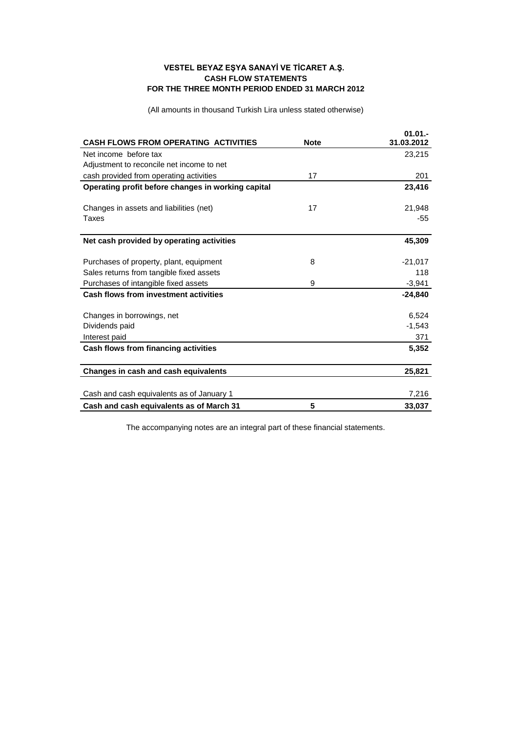**VESTEL BEYAZ EŞYA SANAYİ VE TİCARET A.Ş.**
**CASH FLOW STATEMENTS**
**FOR THE THREE MONTH PERIOD ENDED 31 MARCH 2012**

(All amounts in thousand Turkish Lira unless stated otherwise)

| **CASH FLOWS FROM OPERATING ACTIVITIES** | **Note** | **01.01.- 31.03.2012** |
|---|---|---|
| Net income before tax | | 23,215 |
| Adjustment to reconcile net income to net cash provided from operating activities | 17 | 201 |
| **Operating profit before changes in working capital** | | **23,416** |
| Changes in assets and liabilities (net) | 17 | 21,948 |
| Taxes | | -55 |
| **Net cash provided by operating activities** | | **45,309** |
| Purchases of property, plant, equipment | 8 | -21,017 |
| Sales returns from tangible fixed assets | | 118 |
| Purchases of intangible fixed assets | 9 | -3,941 |
| **Cash flows from investment activities** | | **-24,840** |
| Changes in borrowings, net | | 6,524 |
| Dividends paid | | -1,543 |
| Interest paid | | 371 |
| **Cash flows from financing activities** | | **5,352** |
| **Changes in cash and cash equivalents** | | **25,821** |
| Cash and cash equivalents as of January 1 | | 7,216 |
| **Cash and cash equivalents as of March 31** | **5** | **33,037** |

The accompanying notes are an integral part of these financial statements.